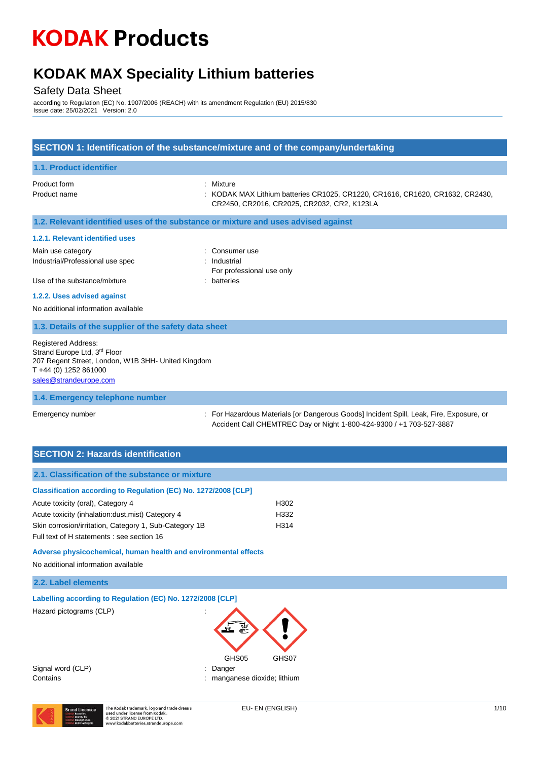# KODAK Products

# KODAK MAX Speciality Lithium batteries

Safety Data Sheet

according to Regulation (EC) No. 1907/2006 (REACH) with its amendment Regulation (EU) 2015/830
Issue date: 25/02/2021 Version: 2.0

## SECTION 1: Identification of the substance/mixture and of the company/undertaking

### 1.1. Product identifier

Product form : Mixture

Product name : KODAK MAX Lithium batteries CR1025, CR1220, CR1616, CR1620, CR1632, CR2430, CR2450, CR2016, CR2025, CR2032, CR2, K123LA

### 1.2. Relevant identified uses of the substance or mixture and uses advised against

#### 1.2.1. Relevant identified uses

Main use category : Consumer use

Industrial/Professional use spec : Industrial
For professional use only

Use of the substance/mixture : batteries

#### 1.2.2. Uses advised against

No additional information available

### 1.3. Details of the supplier of the safety data sheet

Registered Address:
Strand Europe Ltd, 3rd Floor
207 Regent Street, London, W1B 3HH- United Kingdom
T +44 (0) 1252 861000
sales@strandeurope.com

### 1.4. Emergency telephone number

Emergency number : For Hazardous Materials [or Dangerous Goods] Incident Spill, Leak, Fire, Exposure, or Accident Call CHEMTREC Day or Night 1-800-424-9300 / +1 703-527-3887

## SECTION 2: Hazards identification

### 2.1. Classification of the substance or mixture

#### Classification according to Regulation (EC) No. 1272/2008 [CLP]

| | |
|---|---|
| Acute toxicity (oral), Category 4 | H302 |
| Acute toxicity (inhalation:dust,mist) Category 4 | H332 |
| Skin corrosion/irritation, Category 1, Sub-Category 1B | H314 |

Full text of H statements : see section 16

#### Adverse physicochemical, human health and environmental effects

No additional information available

### 2.2. Label elements

#### Labelling according to Regulation (EC) No. 1272/2008 [CLP]

Hazard pictograms (CLP) :

GHS05 GHS07

Signal word (CLP) : Danger

Contains : manganese dioxide; lithium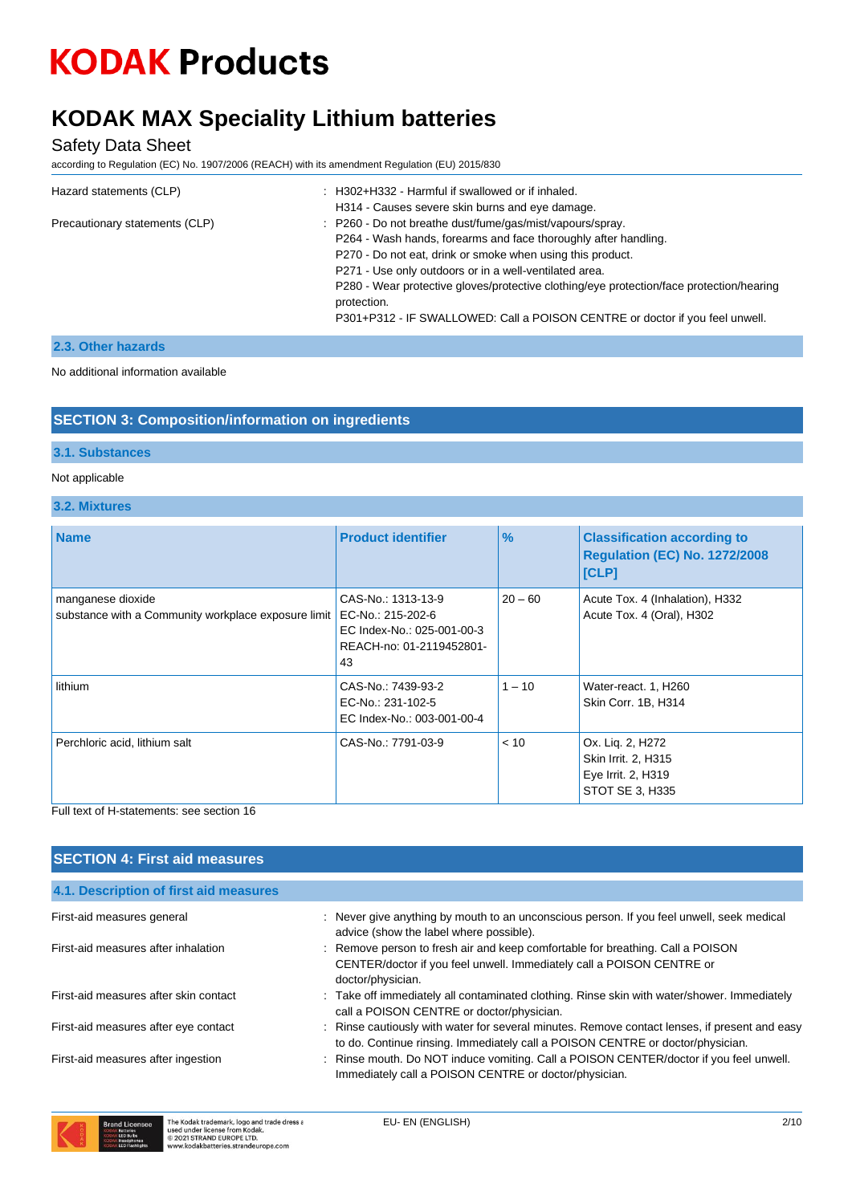| | |
|---|---|
| Hazard statements (CLP) | : H302+H332 - Harmful if swallowed or if inhaled.<br>H314 - Causes severe skin burns and eye damage. |
| Precautionary statements (CLP) | : P260 - Do not breathe dust/fume/gas/mist/vapours/spray.<br>P264 - Wash hands, forearms and face thoroughly after handling.<br>P270 - Do not eat, drink or smoke when using this product.<br>P271 - Use only outdoors or in a well-ventilated area.<br>P280 - Wear protective gloves/protective clothing/eye protection/face protection/hearing protection.<br>P301+P312 - IF SWALLOWED: Call a POISON CENTRE or doctor if you feel unwell. |

### 2.3. Other hazards

No additional information available

## SECTION 3: Composition/information on ingredients

### 3.1. Substances

Not applicable

### 3.2. Mixtures

| Name | Product identifier | % | Classification according to Regulation (EC) No. 1272/2008 [CLP] |
|---|---|---|---|
| manganese dioxide<br>substance with a Community workplace exposure limit | CAS-No.: 1313-13-9<br>EC-No.: 215-202-6<br>EC Index-No.: 025-001-00-3<br>REACH-no: 01-2119452801-43 | 20 – 60 | Acute Tox. 4 (Inhalation), H332<br>Acute Tox. 4 (Oral), H302 |
| lithium | CAS-No.: 7439-93-2<br>EC-No.: 231-102-5<br>EC Index-No.: 003-001-00-4 | 1 – 10 | Water-react. 1, H260<br>Skin Corr. 1B, H314 |
| Perchloric acid, lithium salt | CAS-No.: 7791-03-9 | < 10 | Ox. Liq. 2, H272<br>Skin Irrit. 2, H315<br>Eye Irrit. 2, H319<br>STOT SE 3, H335 |

Full text of H-statements: see section 16

## SECTION 4: First aid measures

### 4.1. Description of first aid measures

| | |
|---|---|
| First-aid measures general | : Never give anything by mouth to an unconscious person. If you feel unwell, seek medical advice (show the label where possible). |
| First-aid measures after inhalation | : Remove person to fresh air and keep comfortable for breathing. Call a POISON CENTER/doctor if you feel unwell. Immediately call a POISON CENTRE or doctor/physician. |
| First-aid measures after skin contact | : Take off immediately all contaminated clothing. Rinse skin with water/shower. Immediately call a POISON CENTRE or doctor/physician. |
| First-aid measures after eye contact | : Rinse cautiously with water for several minutes. Remove contact lenses, if present and easy to do. Continue rinsing. Immediately call a POISON CENTRE or doctor/physician. |
| First-aid measures after ingestion | : Rinse mouth. Do NOT induce vomiting. Call a POISON CENTER/doctor if you feel unwell. Immediately call a POISON CENTRE or doctor/physician. |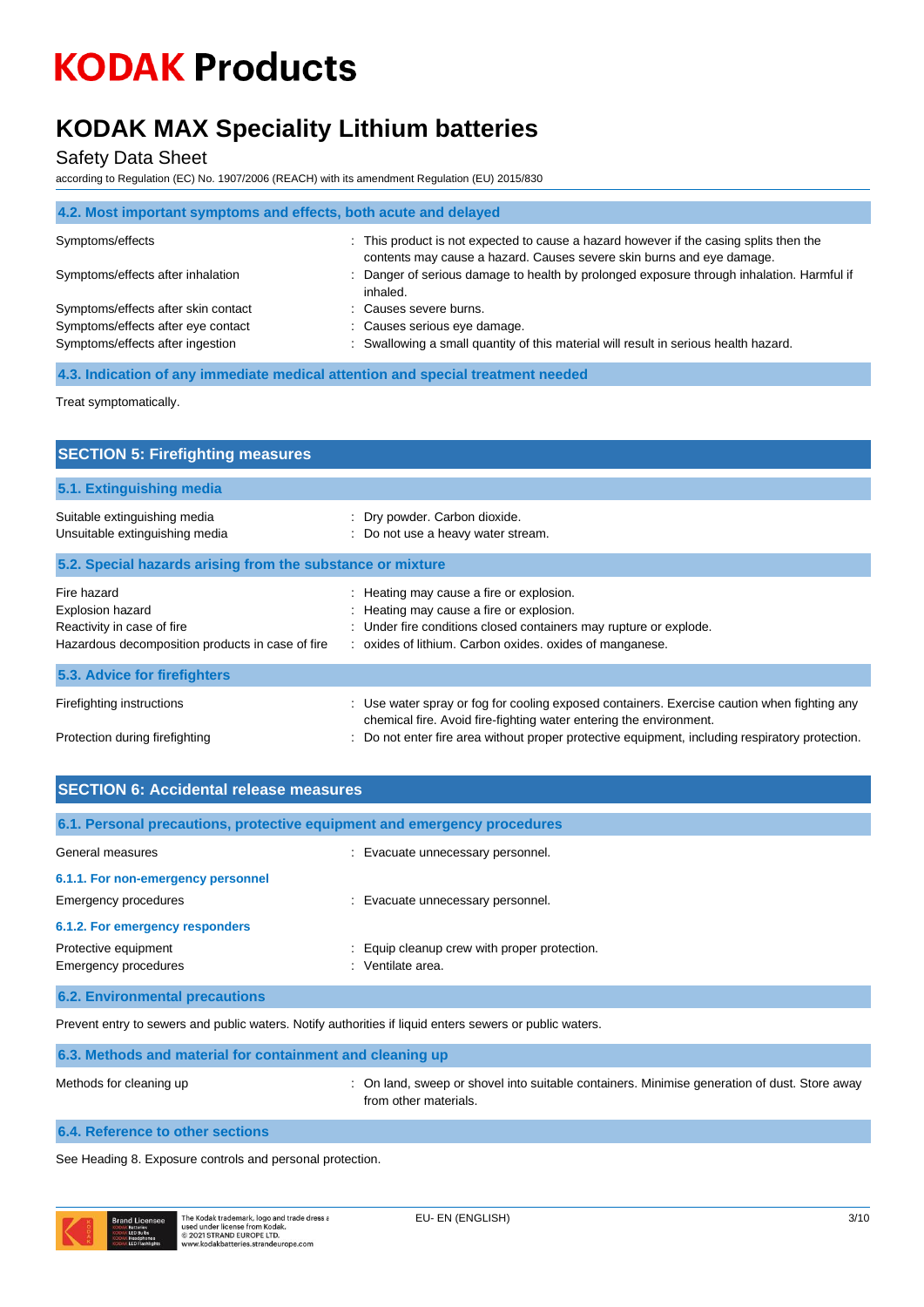## 4.2. Most important symptoms and effects, both acute and delayed

| | |
|---|---|
| Symptoms/effects | : This product is not expected to cause a hazard however if the casing splits then the contents may cause a hazard. Causes severe skin burns and eye damage. |
| Symptoms/effects after inhalation | : Danger of serious damage to health by prolonged exposure through inhalation. Harmful if inhaled. |
| Symptoms/effects after skin contact | : Causes severe burns. |
| Symptoms/effects after eye contact | : Causes serious eye damage. |
| Symptoms/effects after ingestion | : Swallowing a small quantity of this material will result in serious health hazard. |

## 4.3. Indication of any immediate medical attention and special treatment needed

Treat symptomatically.

# SECTION 5: Firefighting measures

## 5.1. Extinguishing media

| | |
|---|---|
| Suitable extinguishing media | : Dry powder. Carbon dioxide. |
| Unsuitable extinguishing media | : Do not use a heavy water stream. |

## 5.2. Special hazards arising from the substance or mixture

| | |
|---|---|
| Fire hazard | : Heating may cause a fire or explosion. |
| Explosion hazard | : Heating may cause a fire or explosion. |
| Reactivity in case of fire | : Under fire conditions closed containers may rupture or explode. |
| Hazardous decomposition products in case of fire | : oxides of lithium. Carbon oxides. oxides of manganese. |

## 5.3. Advice for firefighters

| | |
|---|---|
| Firefighting instructions | : Use water spray or fog for cooling exposed containers. Exercise caution when fighting any chemical fire. Avoid fire-fighting water entering the environment. |
| Protection during firefighting | : Do not enter fire area without proper protective equipment, including respiratory protection. |

# SECTION 6: Accidental release measures

## 6.1. Personal precautions, protective equipment and emergency procedures

| | |
|---|---|
| General measures | : Evacuate unnecessary personnel. |

### 6.1.1. For non-emergency personnel

| | |
|---|---|
| Emergency procedures | : Evacuate unnecessary personnel. |

### 6.1.2. For emergency responders

| | |
|---|---|
| Protective equipment | : Equip cleanup crew with proper protection. |
| Emergency procedures | : Ventilate area. |

## 6.2. Environmental precautions

Prevent entry to sewers and public waters. Notify authorities if liquid enters sewers or public waters.

## 6.3. Methods and material for containment and cleaning up

| | |
|---|---|
| Methods for cleaning up | : On land, sweep or shovel into suitable containers. Minimise generation of dust. Store away from other materials. |

## 6.4. Reference to other sections

See Heading 8. Exposure controls and personal protection.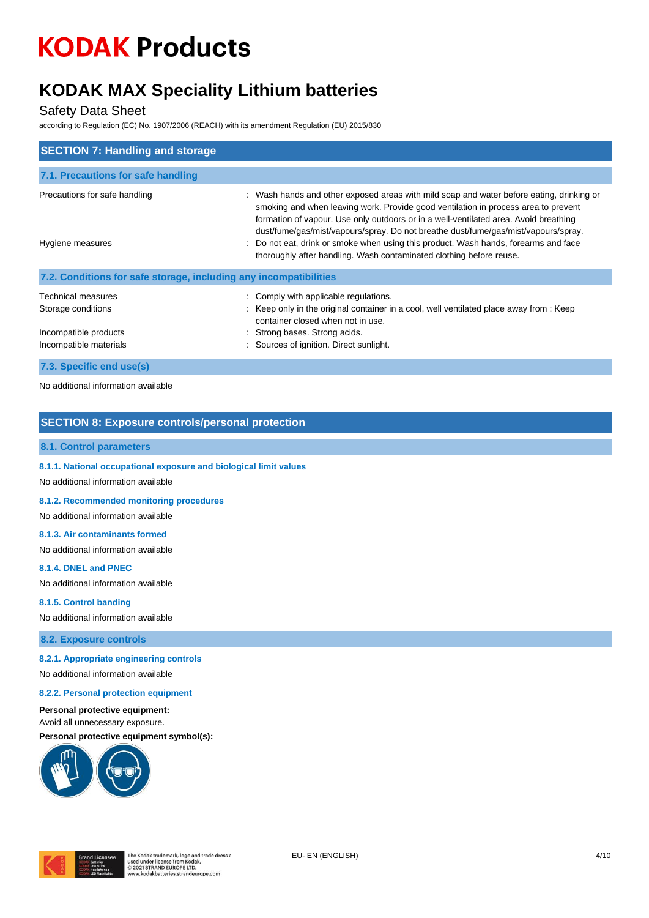# KODAK Products

## KODAK MAX Speciality Lithium batteries

Safety Data Sheet

according to Regulation (EC) No. 1907/2006 (REACH) with its amendment Regulation (EU) 2015/830

## SECTION 7: Handling and storage

### 7.1. Precautions for safe handling

| | |
|---|---|
| Precautions for safe handling | : Wash hands and other exposed areas with mild soap and water before eating, drinking or smoking and when leaving work. Provide good ventilation in process area to prevent formation of vapour. Use only outdoors or in a well-ventilated area. Avoid breathing dust/fume/gas/mist/vapours/spray. Do not breathe dust/fume/gas/mist/vapours/spray. |
| Hygiene measures | : Do not eat, drink or smoke when using this product. Wash hands, forearms and face thoroughly after handling. Wash contaminated clothing before reuse. |

### 7.2. Conditions for safe storage, including any incompatibilities

| | |
|---|---|
| Technical measures | : Comply with applicable regulations. |
| Storage conditions | : Keep only in the original container in a cool, well ventilated place away from : Keep container closed when not in use. |
| Incompatible products | : Strong bases. Strong acids. |
| Incompatible materials | : Sources of ignition. Direct sunlight. |

### 7.3. Specific end use(s)

No additional information available

## SECTION 8: Exposure controls/personal protection

### 8.1. Control parameters

#### 8.1.1. National occupational exposure and biological limit values

No additional information available

#### 8.1.2. Recommended monitoring procedures

No additional information available

#### 8.1.3. Air contaminants formed

No additional information available

#### 8.1.4. DNEL and PNEC

No additional information available

#### 8.1.5. Control banding

No additional information available

### 8.2. Exposure controls

#### 8.2.1. Appropriate engineering controls

No additional information available

#### 8.2.2. Personal protection equipment

**Personal protective equipment:**

Avoid all unnecessary exposure.

**Personal protective equipment symbol(s):**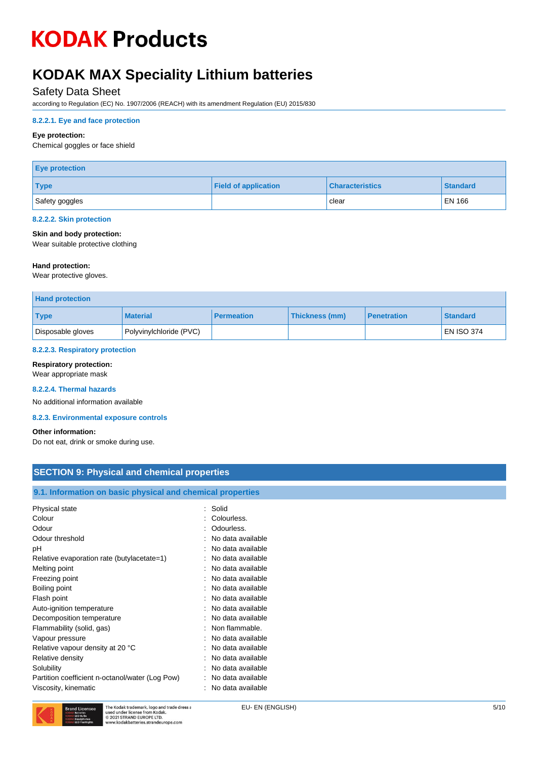#### 8.2.2.1. Eye and face protection

**Eye protection:**

Chemical goggles or face shield

| Eye protection | | | |
|---|---|---|---|
| Type | Field of application | Characteristics | Standard |
| Safety goggles | | clear | EN 166 |

#### 8.2.2.2. Skin protection

**Skin and body protection:**

Wear suitable protective clothing

**Hand protection:**

Wear protective gloves.

| Hand protection | | | | | |
|---|---|---|---|---|---|
| Type | Material | Permeation | Thickness (mm) | Penetration | Standard |
| Disposable gloves | Polyvinylchloride (PVC) | | | | EN ISO 374 |

#### 8.2.2.3. Respiratory protection

**Respiratory protection:**

Wear appropriate mask

#### 8.2.2.4. Thermal hazards

No additional information available

#### 8.2.3. Environmental exposure controls

**Other information:**

Do not eat, drink or smoke during use.

## SECTION 9: Physical and chemical properties

### 9.1. Information on basic physical and chemical properties

| | |
|---|---|
| Physical state | : Solid |
| Colour | : Colourless. |
| Odour | : Odourless. |
| Odour threshold | : No data available |
| pH | : No data available |
| Relative evaporation rate (butylacetate=1) | : No data available |
| Melting point | : No data available |
| Freezing point | : No data available |
| Boiling point | : No data available |
| Flash point | : No data available |
| Auto-ignition temperature | : No data available |
| Decomposition temperature | : No data available |
| Flammability (solid, gas) | : Non flammable. |
| Vapour pressure | : No data available |
| Relative vapour density at 20 °C | : No data available |
| Relative density | : No data available |
| Solubility | : No data available |
| Partition coefficient n-octanol/water (Log Pow) | : No data available |
| Viscosity, kinematic | : No data available |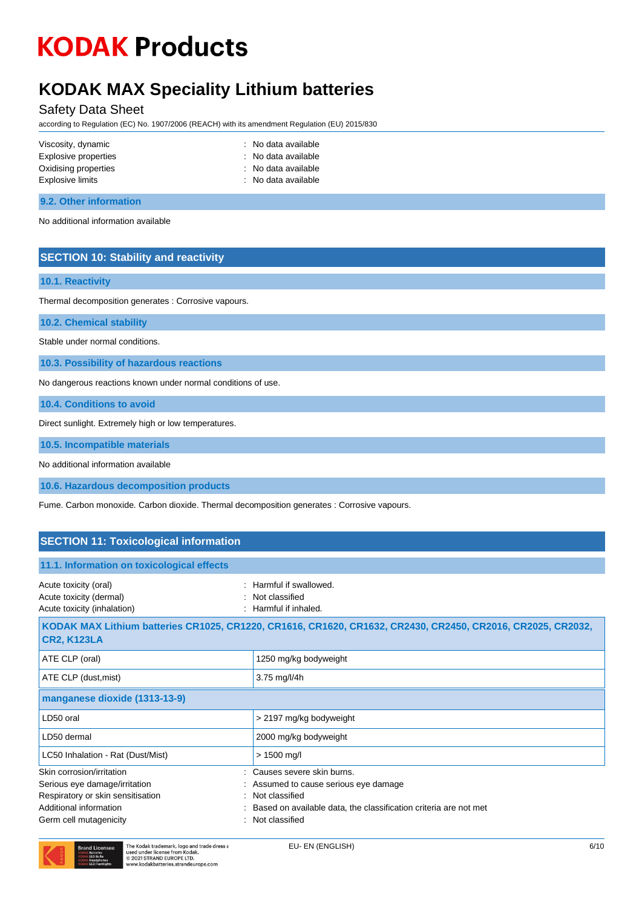| | |
|---|---|
| Viscosity, dynamic | : No data available |
| Explosive properties | : No data available |
| Oxidising properties | : No data available |
| Explosive limits | : No data available |

### 9.2. Other information

No additional information available

## SECTION 10: Stability and reactivity

### 10.1. Reactivity

Thermal decomposition generates : Corrosive vapours.

### 10.2. Chemical stability

Stable under normal conditions.

### 10.3. Possibility of hazardous reactions

No dangerous reactions known under normal conditions of use.

### 10.4. Conditions to avoid

Direct sunlight. Extremely high or low temperatures.

### 10.5. Incompatible materials

No additional information available

### 10.6. Hazardous decomposition products

Fume. Carbon monoxide. Carbon dioxide. Thermal decomposition generates : Corrosive vapours.

## SECTION 11: Toxicological information

### 11.1. Information on toxicological effects

| | |
|---|---|
| Acute toxicity (oral) | : Harmful if swallowed. |
| Acute toxicity (dermal) | : Not classified |
| Acute toxicity (inhalation) | : Harmful if inhaled. |

| **KODAK MAX Lithium batteries CR1025, CR1220, CR1616, CR1620, CR1632, CR2430, CR2450, CR2016, CR2025, CR2032, CR2, K123LA** | |
|---|---|
| ATE CLP (oral) | 1250 mg/kg bodyweight |
| ATE CLP (dust,mist) | 3.75 mg/l/4h |

| **manganese dioxide (1313-13-9)** | |
|---|---|
| LD50 oral | > 2197 mg/kg bodyweight |
| LD50 dermal | 2000 mg/kg bodyweight |
| LC50 Inhalation - Rat (Dust/Mist) | > 1500 mg/l |

| | |
|---|---|
| Skin corrosion/irritation | : Causes severe skin burns. |
| Serious eye damage/irritation | : Assumed to cause serious eye damage |
| Respiratory or skin sensitisation | : Not classified |
| Additional information | : Based on available data, the classification criteria are not met |
| Germ cell mutagenicity | : Not classified |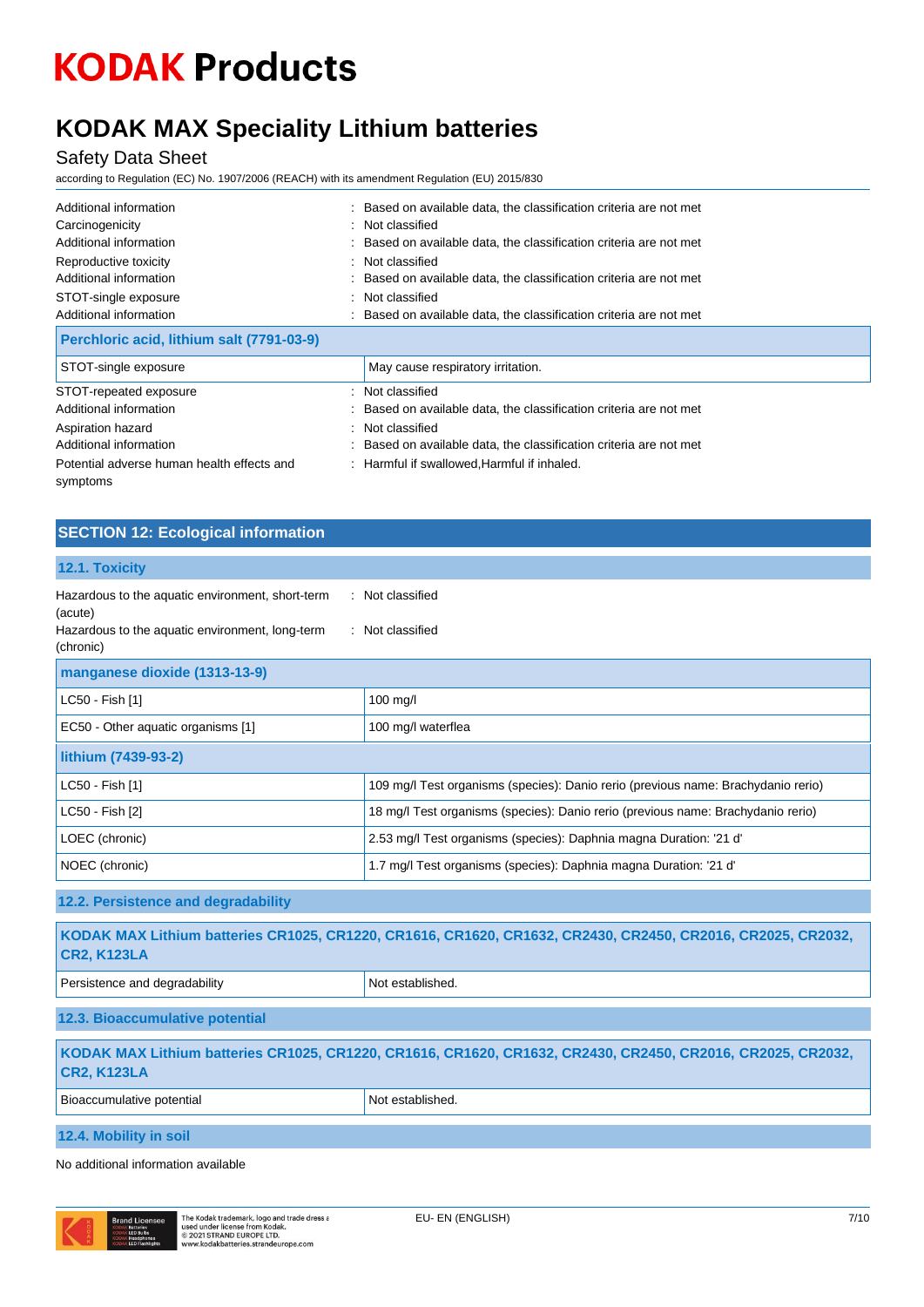| | |
|---|---|
| Additional information | : Based on available data, the classification criteria are not met |
| Carcinogenicity | : Not classified |
| Additional information | : Based on available data, the classification criteria are not met |
| Reproductive toxicity | : Not classified |
| Additional information | : Based on available data, the classification criteria are not met |
| STOT-single exposure | : Not classified |
| Additional information | : Based on available data, the classification criteria are not met |

| **Perchloric acid, lithium salt (7791-03-9)** | |
|---|---|
| STOT-single exposure | May cause respiratory irritation. |

| | |
|---|---|
| STOT-repeated exposure | : Not classified |
| Additional information | : Based on available data, the classification criteria are not met |
| Aspiration hazard | : Not classified |
| Additional information | : Based on available data, the classification criteria are not met |
| Potential adverse human health effects and symptoms | : Harmful if swallowed,Harmful if inhaled. |

## SECTION 12: Ecological information

### 12.1. Toxicity

| | |
|---|---|
| Hazardous to the aquatic environment, short-term (acute) | : Not classified |
| Hazardous to the aquatic environment, long-term (chronic) | : Not classified |

| **manganese dioxide (1313-13-9)** | |
|---|---|
| LC50 - Fish [1] | 100 mg/l |
| EC50 - Other aquatic organisms [1] | 100 mg/l waterflea |
| **lithium (7439-93-2)** | |
| LC50 - Fish [1] | 109 mg/l Test organisms (species): Danio rerio (previous name: Brachydanio rerio) |
| LC50 - Fish [2] | 18 mg/l Test organisms (species): Danio rerio (previous name: Brachydanio rerio) |
| LOEC (chronic) | 2.53 mg/l Test organisms (species): Daphnia magna Duration: '21 d' |
| NOEC (chronic) | 1.7 mg/l Test organisms (species): Daphnia magna Duration: '21 d' |

### 12.2. Persistence and degradability

| **KODAK MAX Lithium batteries CR1025, CR1220, CR1616, CR1620, CR1632, CR2430, CR2450, CR2016, CR2025, CR2032, CR2, K123LA** | |
|---|---|
| Persistence and degradability | Not established. |

### 12.3. Bioaccumulative potential

| **KODAK MAX Lithium batteries CR1025, CR1220, CR1616, CR1620, CR1632, CR2430, CR2450, CR2016, CR2025, CR2032, CR2, K123LA** | |
|---|---|
| Bioaccumulative potential | Not established. |

### 12.4. Mobility in soil

No additional information available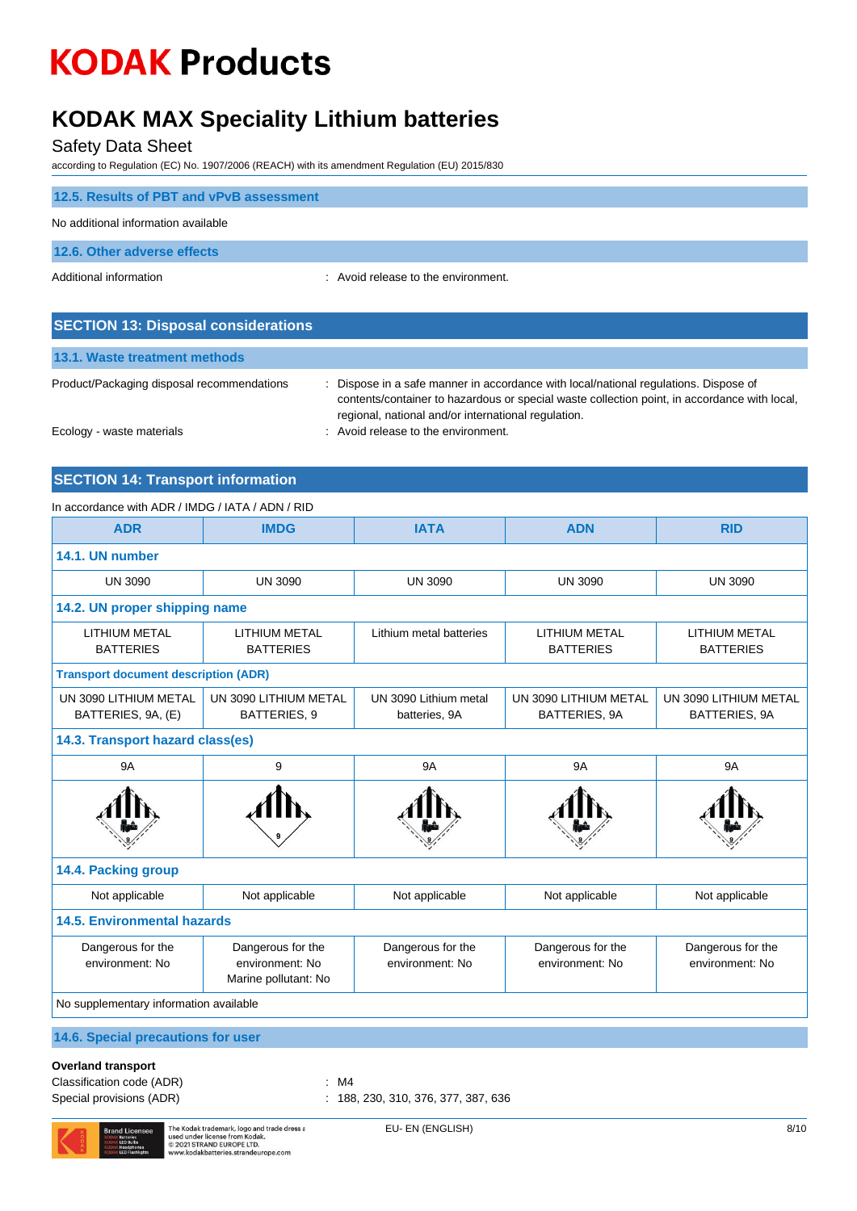## 12.5. Results of PBT and vPvB assessment

No additional information available

## 12.6. Other adverse effects

Additional information : Avoid release to the environment.

# SECTION 13: Disposal considerations

## 13.1. Waste treatment methods

Product/Packaging disposal recommendations : Dispose in a safe manner in accordance with local/national regulations. Dispose of contents/container to hazardous or special waste collection point, in accordance with local, regional, national and/or international regulation.

Ecology - waste materials : Avoid release to the environment.

# SECTION 14: Transport information

In accordance with ADR / IMDG / IATA / ADN / RID

| ADR | IMDG | IATA | ADN | RID |
|---|---|---|---|---|
| **14.1. UN number** | | | | |
| UN 3090 | UN 3090 | UN 3090 | UN 3090 | UN 3090 |
| **14.2. UN proper shipping name** | | | | |
| LITHIUM METAL BATTERIES | LITHIUM METAL BATTERIES | Lithium metal batteries | LITHIUM METAL BATTERIES | LITHIUM METAL BATTERIES |
| **Transport document description (ADR)** | | | | |
| UN 3090 LITHIUM METAL BATTERIES, 9A, (E) | UN 3090 LITHIUM METAL BATTERIES, 9 | UN 3090 Lithium metal batteries, 9A | UN 3090 LITHIUM METAL BATTERIES, 9A | UN 3090 LITHIUM METAL BATTERIES, 9A |
| **14.3. Transport hazard class(es)** | | | | |
| 9A | 9 | 9A | 9A | 9A |
| **14.4. Packing group** | | | | |
| Not applicable | Not applicable | Not applicable | Not applicable | Not applicable |
| **14.5. Environmental hazards** | | | | |
| Dangerous for the environment: No | Dangerous for the environment: No Marine pollutant: No | Dangerous for the environment: No | Dangerous for the environment: No | Dangerous for the environment: No |
| No supplementary information available | | | | |

## 14.6. Special precautions for user

**Overland transport**

Classification code (ADR) : M4

Special provisions (ADR) : 188, 230, 310, 376, 377, 387, 636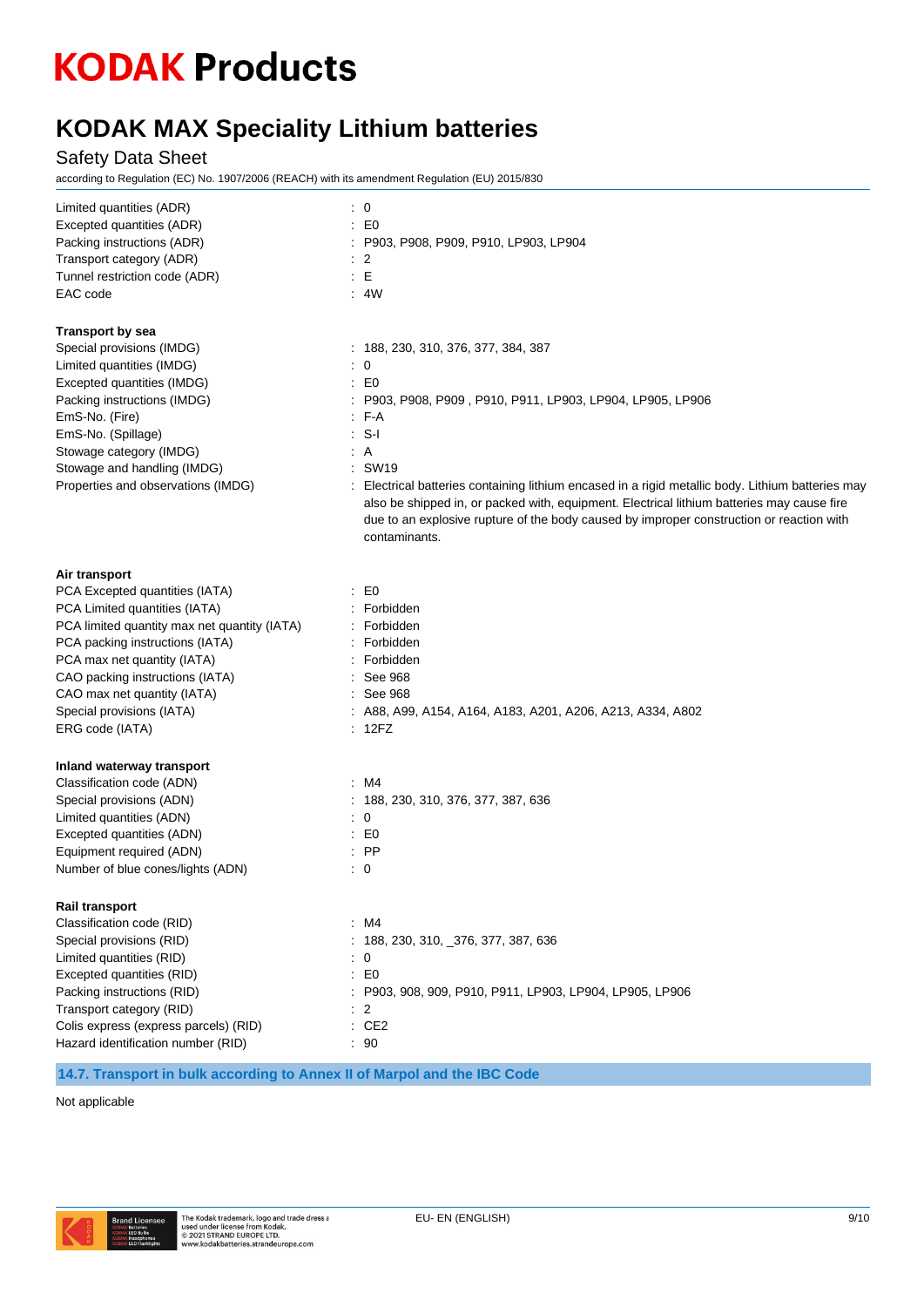| | |
|---|---|
| Limited quantities (ADR) | : 0 |
| Excepted quantities (ADR) | : E0 |
| Packing instructions (ADR) | : P903, P908, P909, P910, LP903, LP904 |
| Transport category (ADR) | : 2 |
| Tunnel restriction code (ADR) | : E |
| EAC code | : 4W |

**Transport by sea**

| | |
|---|---|
| Special provisions (IMDG) | : 188, 230, 310, 376, 377, 384, 387 |
| Limited quantities (IMDG) | : 0 |
| Excepted quantities (IMDG) | : E0 |
| Packing instructions (IMDG) | : P903, P908, P909 , P910, P911, LP903, LP904, LP905, LP906 |
| EmS-No. (Fire) | : F-A |
| EmS-No. (Spillage) | : S-I |
| Stowage category (IMDG) | : A |
| Stowage and handling (IMDG) | : SW19 |
| Properties and observations (IMDG) | : Electrical batteries containing lithium encased in a rigid metallic body. Lithium batteries may also be shipped in, or packed with, equipment. Electrical lithium batteries may cause fire due to an explosive rupture of the body caused by improper construction or reaction with contaminants. |

**Air transport**

| | |
|---|---|
| PCA Excepted quantities (IATA) | : E0 |
| PCA Limited quantities (IATA) | : Forbidden |
| PCA limited quantity max net quantity (IATA) | : Forbidden |
| PCA packing instructions (IATA) | : Forbidden |
| PCA max net quantity (IATA) | : Forbidden |
| CAO packing instructions (IATA) | : See 968 |
| CAO max net quantity (IATA) | : See 968 |
| Special provisions (IATA) | : A88, A99, A154, A164, A183, A201, A206, A213, A334, A802 |
| ERG code (IATA) | : 12FZ |

**Inland waterway transport**

| | |
|---|---|
| Classification code (ADN) | : M4 |
| Special provisions (ADN) | : 188, 230, 310, 376, 377, 387, 636 |
| Limited quantities (ADN) | : 0 |
| Excepted quantities (ADN) | : E0 |
| Equipment required (ADN) | : PP |
| Number of blue cones/lights (ADN) | : 0 |

**Rail transport**

| | |
|---|---|
| Classification code (RID) | : M4 |
| Special provisions (RID) | : 188, 230, 310, _376, 377, 387, 636 |
| Limited quantities (RID) | : 0 |
| Excepted quantities (RID) | : E0 |
| Packing instructions (RID) | : P903, 908, 909, P910, P911, LP903, LP904, LP905, LP906 |
| Transport category (RID) | : 2 |
| Colis express (express parcels) (RID) | : CE2 |
| Hazard identification number (RID) | : 90 |

## 14.7. Transport in bulk according to Annex II of Marpol and the IBC Code

Not applicable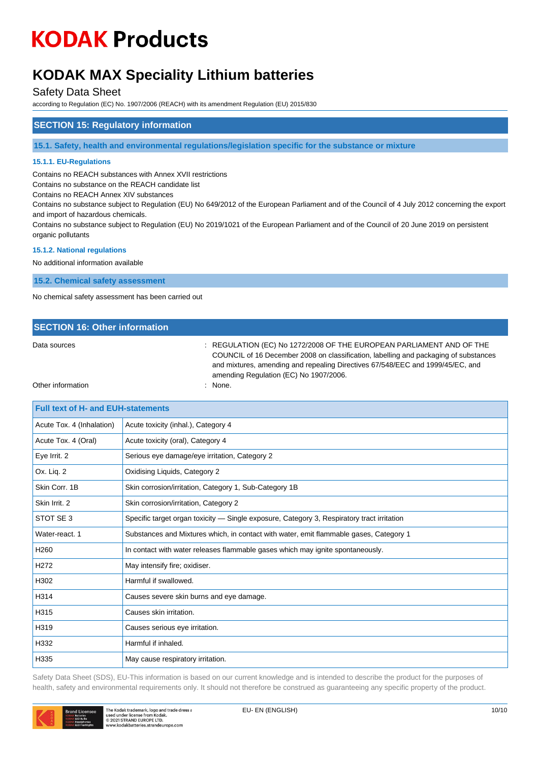# KODAK Products

# KODAK MAX Speciality Lithium batteries

Safety Data Sheet

according to Regulation (EC) No. 1907/2006 (REACH) with its amendment Regulation (EU) 2015/830

## SECTION 15: Regulatory information

### 15.1. Safety, health and environmental regulations/legislation specific for the substance or mixture

#### 15.1.1. EU-Regulations

Contains no REACH substances with Annex XVII restrictions

Contains no substance on the REACH candidate list

Contains no REACH Annex XIV substances

Contains no substance subject to Regulation (EU) No 649/2012 of the European Parliament and of the Council of 4 July 2012 concerning the export and import of hazardous chemicals.

Contains no substance subject to Regulation (EU) No 2019/1021 of the European Parliament and of the Council of 20 June 2019 on persistent organic pollutants

#### 15.1.2. National regulations

No additional information available

### 15.2. Chemical safety assessment

No chemical safety assessment has been carried out

## SECTION 16: Other information

Data sources : REGULATION (EC) No 1272/2008 OF THE EUROPEAN PARLIAMENT AND OF THE COUNCIL of 16 December 2008 on classification, labelling and packaging of substances and mixtures, amending and repealing Directives 67/548/EEC and 1999/45/EC, and amending Regulation (EC) No 1907/2006.

Other information : None.

| Full text of H- and EUH-statements | |
|---|---|
| Acute Tox. 4 (Inhalation) | Acute toxicity (inhal.), Category 4 |
| Acute Tox. 4 (Oral) | Acute toxicity (oral), Category 4 |
| Eye Irrit. 2 | Serious eye damage/eye irritation, Category 2 |
| Ox. Liq. 2 | Oxidising Liquids, Category 2 |
| Skin Corr. 1B | Skin corrosion/irritation, Category 1, Sub-Category 1B |
| Skin Irrit. 2 | Skin corrosion/irritation, Category 2 |
| STOT SE 3 | Specific target organ toxicity — Single exposure, Category 3, Respiratory tract irritation |
| Water-react. 1 | Substances and Mixtures which, in contact with water, emit flammable gases, Category 1 |
| H260 | In contact with water releases flammable gases which may ignite spontaneously. |
| H272 | May intensify fire; oxidiser. |
| H302 | Harmful if swallowed. |
| H314 | Causes severe skin burns and eye damage. |
| H315 | Causes skin irritation. |
| H319 | Causes serious eye irritation. |
| H332 | Harmful if inhaled. |
| H335 | May cause respiratory irritation. |

Safety Data Sheet (SDS), EU-This information is based on our current knowledge and is intended to describe the product for the purposes of health, safety and environmental requirements only. It should not therefore be construed as guaranteeing any specific property of the product.